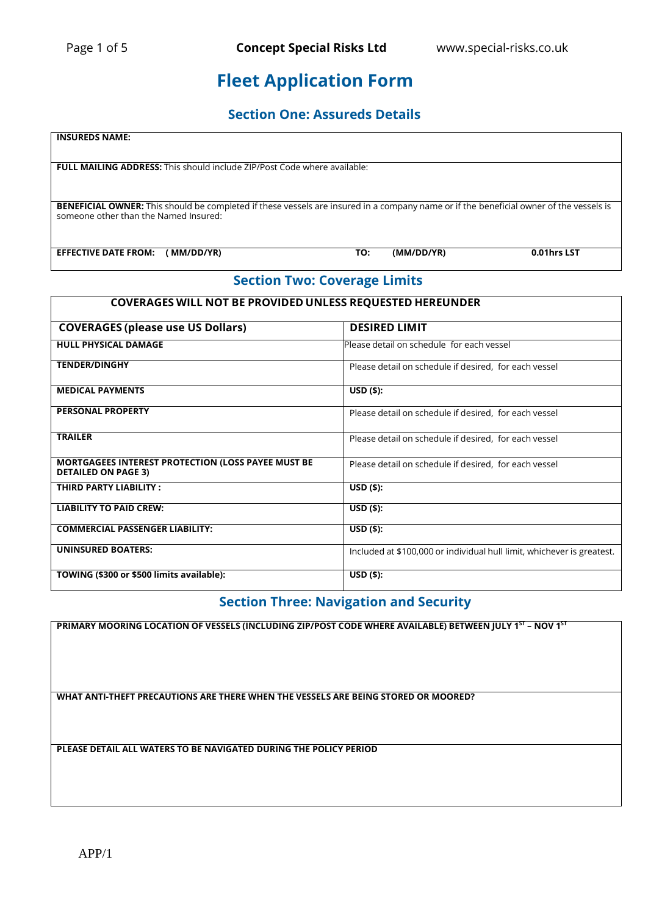# Fleet Application Form

## Section One: Assureds Details

**INSUREDS NAME:**

**FULL MAILING ADDRESS:** This should include ZIP/Post Code where available:

**BENEFICIAL OWNER:** This should be completed if these vessels are insured in a company name or if the beneficial owner of the vessels is someone other than the Named Insured:

**EFFECTIVE DATE FROM: ( MM/DD/YR) TO: (MM/DD/YR) 0.01hrs LST**

## Section Two: Coverage Limits

**COVERAGES WILL NOT BE PROVIDED UNLESS REQUESTED HEREUNDER**

| COVERAGES (please use US Dollars) | DESIRED LIMIT |
|---|---|
| **HULL PHYSICAL DAMAGE** | Please detail on schedule for each vessel |
| **TENDER/DINGHY** | Please detail on schedule if desired, for each vessel |
| **MEDICAL PAYMENTS** | **USD ($):** |
| **PERSONAL PROPERTY** | Please detail on schedule if desired, for each vessel |
| **TRAILER** | Please detail on schedule if desired, for each vessel |
| **MORTGAGEES INTEREST PROTECTION (LOSS PAYEE MUST BE DETAILED ON PAGE 3)** | Please detail on schedule if desired, for each vessel |
| **THIRD PARTY LIABILITY :** | **USD ($):** |
| **LIABILITY TO PAID CREW:** | **USD ($):** |
| **COMMERCIAL PASSENGER LIABILITY:** | **USD ($):** |
| **UNINSURED BOATERS:** | Included at $100,000 or individual hull limit, whichever is greatest. |
| **TOWING ($300 or $500 limits available):** | **USD ($):** |

## Section Three: Navigation and Security

**PRIMARY MOORING LOCATION OF VESSELS (INCLUDING ZIP/POST CODE WHERE AVAILABLE) BETWEEN JULY 1ST – NOV 1ST**

**WHAT ANTI-THEFT PRECAUTIONS ARE THERE WHEN THE VESSELS ARE BEING STORED OR MOORED?**

**PLEASE DETAIL ALL WATERS TO BE NAVIGATED DURING THE POLICY PERIOD**

APP/1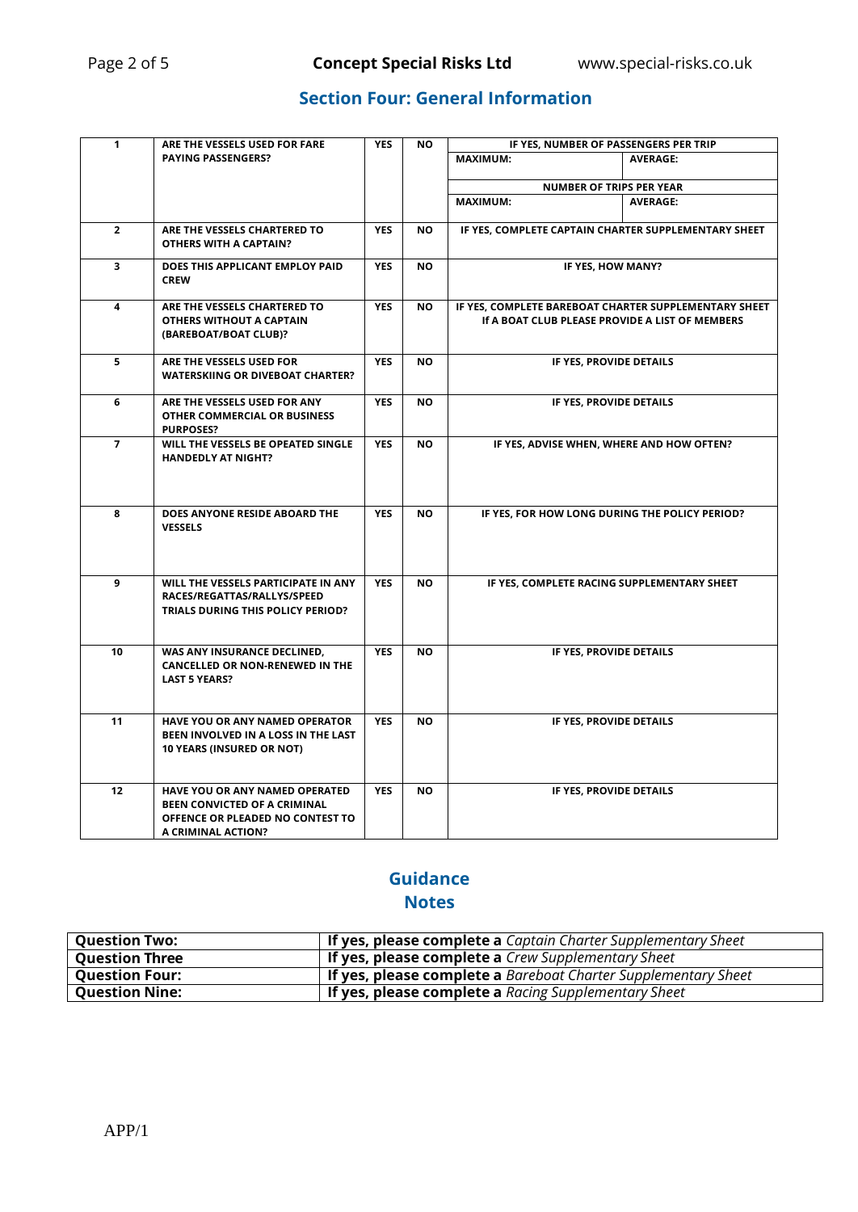## Section Four: General Information

| | | | | | |
|---|---|---|---|---|---|
| 1 | ARE THE VESSELS USED FOR FARE PAYING PASSENGERS? | YES | NO | IF YES, NUMBER OF PASSENGERS PER TRIP | |
| | | | | MAXIMUM: | AVERAGE: |
| | | | | NUMBER OF TRIPS PER YEAR | |
| | | | | MAXIMUM: | AVERAGE: |
| 2 | ARE THE VESSELS CHARTERED TO OTHERS WITH A CAPTAIN? | YES | NO | IF YES, COMPLETE CAPTAIN CHARTER SUPPLEMENTARY SHEET | |
| 3 | DOES THIS APPLICANT EMPLOY PAID CREW | YES | NO | IF YES, HOW MANY? | |
| 4 | ARE THE VESSELS CHARTERED TO OTHERS WITHOUT A CAPTAIN (BAREBOAT/BOAT CLUB)? | YES | NO | IF YES, COMPLETE BAREBOAT CHARTER SUPPLEMENTARY SHEET<br>If A BOAT CLUB PLEASE PROVIDE A LIST OF MEMBERS | |
| 5 | ARE THE VESSELS USED FOR WATERSKIING OR DIVEBOAT CHARTER? | YES | NO | IF YES, PROVIDE DETAILS | |
| 6 | ARE THE VESSELS USED FOR ANY OTHER COMMERCIAL OR BUSINESS PURPOSES? | YES | NO | IF YES, PROVIDE DETAILS | |
| 7 | WILL THE VESSELS BE OPEATED SINGLE HANDEDLY AT NIGHT? | YES | NO | IF YES, ADVISE WHEN, WHERE AND HOW OFTEN? | |
| 8 | DOES ANYONE RESIDE ABOARD THE VESSELS | YES | NO | IF YES, FOR HOW LONG DURING THE POLICY PERIOD? | |
| 9 | WILL THE VESSELS PARTICIPATE IN ANY RACES/REGATTAS/RALLYS/SPEED TRIALS DURING THIS POLICY PERIOD? | YES | NO | IF YES, COMPLETE RACING SUPPLEMENTARY SHEET | |
| 10 | WAS ANY INSURANCE DECLINED, CANCELLED OR NON-RENEWED IN THE LAST 5 YEARS? | YES | NO | IF YES, PROVIDE DETAILS | |
| 11 | HAVE YOU OR ANY NAMED OPERATOR BEEN INVOLVED IN A LOSS IN THE LAST 10 YEARS (INSURED OR NOT) | YES | NO | IF YES, PROVIDE DETAILS | |
| 12 | HAVE YOU OR ANY NAMED OPERATED BEEN CONVICTED OF A CRIMINAL OFFENCE OR PLEADED NO CONTEST TO A CRIMINAL ACTION? | YES | NO | IF YES, PROVIDE DETAILS | |

## Guidance Notes

| | |
|---|---|
| **Question Two:** | **If yes, please complete a** *Captain Charter Supplementary Sheet* |
| **Question Three** | **If yes, please complete a** *Crew Supplementary Sheet* |
| **Question Four:** | **If yes, please complete a** *Bareboat Charter Supplementary Sheet* |
| **Question Nine:** | **If yes, please complete a** *Racing Supplementary Sheet* |

APP/1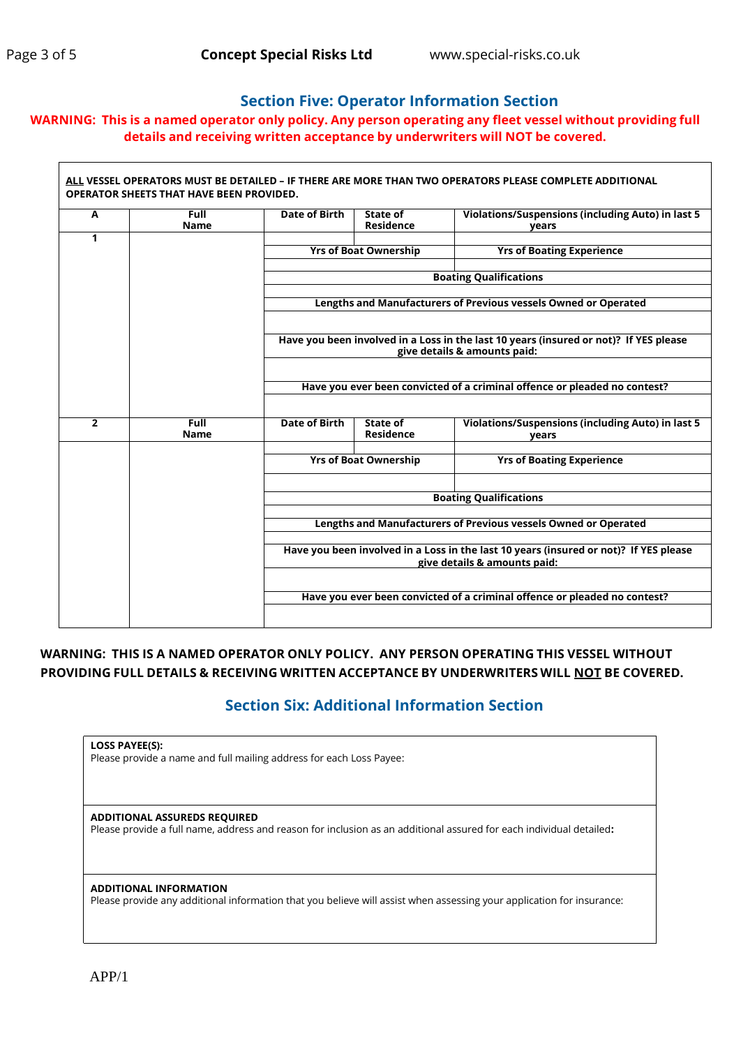## Section Five: Operator Information Section

**WARNING: This is a named operator only policy. Any person operating any fleet vessel without providing full details and receiving written acceptance by underwriters will NOT be covered.**

**ALL VESSEL OPERATORS MUST BE DETAILED – IF THERE ARE MORE THAN TWO OPERATORS PLEASE COMPLETE ADDITIONAL OPERATOR SHEETS THAT HAVE BEEN PROVIDED.**

| A | Full Name | Date of Birth | State of Residence | Violations/Suspensions (including Auto) in last 5 years |
|---|---|---|---|---|
| 1 | | | | |
| | | Yrs of Boat Ownership | | Yrs of Boating Experience |
| | | | | |
| | | Boating Qualifications | | |
| | | | | |
| | | Lengths and Manufacturers of Previous vessels Owned or Operated | | |
| | | | | |
| | | Have you been involved in a Loss in the last 10 years (insured or not)? If YES please give details & amounts paid: | | |
| | | | | |
| | | Have you ever been convicted of a criminal offence or pleaded no contest? | | |
| | | | | |
| 2 | Full Name | Date of Birth | State of Residence | Violations/Suspensions (including Auto) in last 5 years |
| | | | | |
| | | Yrs of Boat Ownership | | Yrs of Boating Experience |
| | | | | |
| | | Boating Qualifications | | |
| | | | | |
| | | Lengths and Manufacturers of Previous vessels Owned or Operated | | |
| | | | | |
| | | Have you been involved in a Loss in the last 10 years (insured or not)? If YES please give details & amounts paid: | | |
| | | | | |
| | | Have you ever been convicted of a criminal offence or pleaded no contest? | | |
| | | | | |

**WARNING: THIS IS A NAMED OPERATOR ONLY POLICY. ANY PERSON OPERATING THIS VESSEL WITHOUT PROVIDING FULL DETAILS & RECEIVING WRITTEN ACCEPTANCE BY UNDERWRITERS WILL NOT BE COVERED.**

## Section Six: Additional Information Section

**LOSS PAYEE(S):**
Please provide a name and full mailing address for each Loss Payee:

**ADDITIONAL ASSUREDS REQUIRED**
Please provide a full name, address and reason for inclusion as an additional assured for each individual detailed**:**

**ADDITIONAL INFORMATION**
Please provide any additional information that you believe will assist when assessing your application for insurance:

APP/1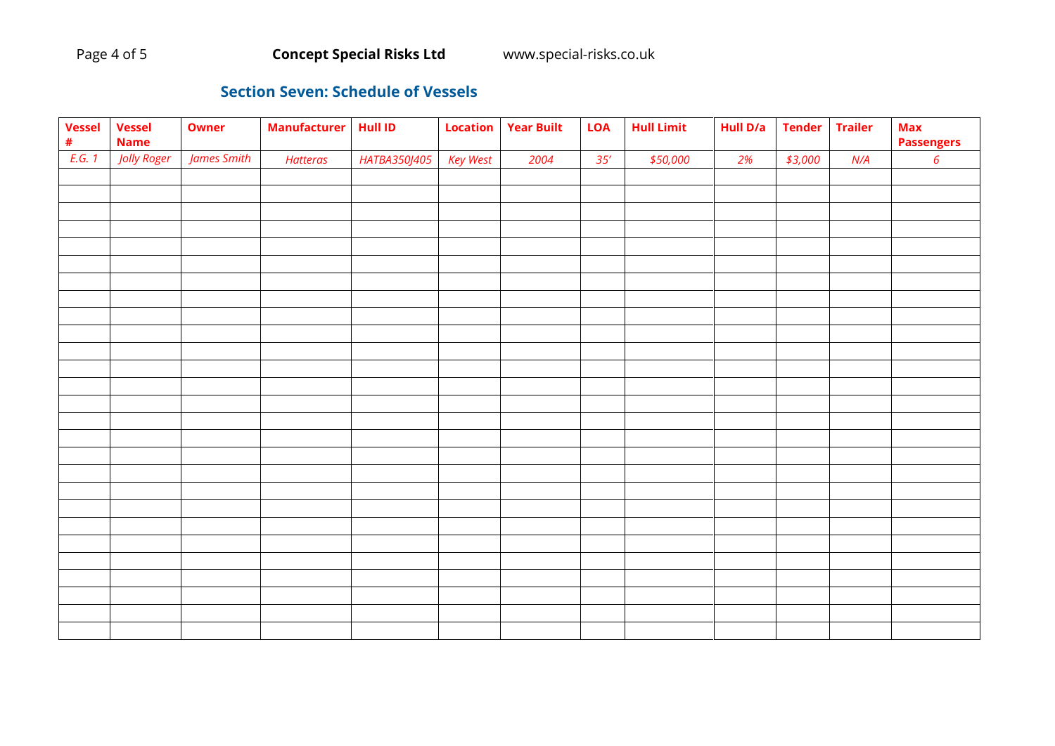## Section Seven: Schedule of Vessels

| Vessel # | Vessel Name | Owner | Manufacturer | Hull ID | Location | Year Built | LOA | Hull Limit | Hull D/a | Tender | Trailer | Max Passengers |
|---|---|---|---|---|---|---|---|---|---|---|---|---|
| *E.G. 1* | *Jolly Roger* | *James Smith* | *Hatteras* | *HATBA350J405* | *Key West* | *2004* | *35'* | *$50,000* | *2%* | *$3,000* | *N/A* | *6* |
| | | | | | | | | | | | | |
| | | | | | | | | | | | | |
| | | | | | | | | | | | | |
| | | | | | | | | | | | | |
| | | | | | | | | | | | | |
| | | | | | | | | | | | | |
| | | | | | | | | | | | | |
| | | | | | | | | | | | | |
| | | | | | | | | | | | | |
| | | | | | | | | | | | | |
| | | | | | | | | | | | | |
| | | | | | | | | | | | | |
| | | | | | | | | | | | | |
| | | | | | | | | | | | | |
| | | | | | | | | | | | | |
| | | | | | | | | | | | | |
| | | | | | | | | | | | | |
| | | | | | | | | | | | | |
| | | | | | | | | | | | | |
| | | | | | | | | | | | | |
| | | | | | | | | | | | | |
| | | | | | | | | | | | | |
| | | | | | | | | | | | | |
| | | | | | | | | | | | | |
| | | | | | | | | | | | | |
| | | | | | | | | | | | | |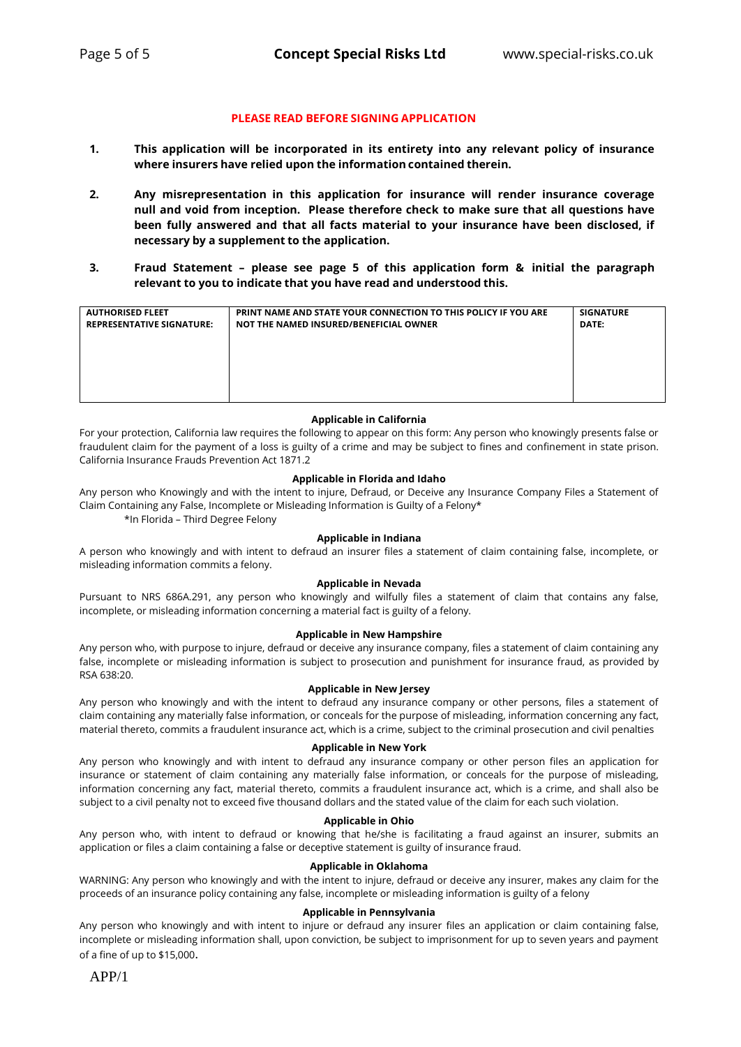**PLEASE READ BEFORE SIGNING APPLICATION**

1. **This application will be incorporated in its entirety into any relevant policy of insurance where insurers have relied upon the information contained therein.**

2. **Any misrepresentation in this application for insurance will render insurance coverage null and void from inception. Please therefore check to make sure that all questions have been fully answered and that all facts material to your insurance have been disclosed, if necessary by a supplement to the application.**

3. **Fraud Statement – please see page 5 of this application form & initial the paragraph relevant to you to indicate that you have read and understood this.**

| AUTHORISED FLEET REPRESENTATIVE SIGNATURE: | PRINT NAME AND STATE YOUR CONNECTION TO THIS POLICY IF YOU ARE NOT THE NAMED INSURED/BENEFICIAL OWNER | SIGNATURE DATE: |
|---|---|---|
| | | |

**Applicable in California**

For your protection, California law requires the following to appear on this form: Any person who knowingly presents false or fraudulent claim for the payment of a loss is guilty of a crime and may be subject to fines and confinement in state prison. California Insurance Frauds Prevention Act 1871.2

**Applicable in Florida and Idaho**

Any person who Knowingly and with the intent to injure, Defraud, or Deceive any Insurance Company Files a Statement of Claim Containing any False, Incomplete or Misleading Information is Guilty of a Felony*

*In Florida – Third Degree Felony

**Applicable in Indiana**

A person who knowingly and with intent to defraud an insurer files a statement of claim containing false, incomplete, or misleading information commits a felony.

**Applicable in Nevada**

Pursuant to NRS 686A.291, any person who knowingly and wilfully files a statement of claim that contains any false, incomplete, or misleading information concerning a material fact is guilty of a felony.

**Applicable in New Hampshire**

Any person who, with purpose to injure, defraud or deceive any insurance company, files a statement of claim containing any false, incomplete or misleading information is subject to prosecution and punishment for insurance fraud, as provided by RSA 638:20.

**Applicable in New Jersey**

Any person who knowingly and with the intent to defraud any insurance company or other persons, files a statement of claim containing any materially false information, or conceals for the purpose of misleading, information concerning any fact, material thereto, commits a fraudulent insurance act, which is a crime, subject to the criminal prosecution and civil penalties

**Applicable in New York**

Any person who knowingly and with intent to defraud any insurance company or other person files an application for insurance or statement of claim containing any materially false information, or conceals for the purpose of misleading, information concerning any fact, material thereto, commits a fraudulent insurance act, which is a crime, and shall also be subject to a civil penalty not to exceed five thousand dollars and the stated value of the claim for each such violation.

**Applicable in Ohio**

Any person who, with intent to defraud or knowing that he/she is facilitating a fraud against an insurer, submits an application or files a claim containing a false or deceptive statement is guilty of insurance fraud.

**Applicable in Oklahoma**

WARNING: Any person who knowingly and with the intent to injure, defraud or deceive any insurer, makes any claim for the proceeds of an insurance policy containing any false, incomplete or misleading information is guilty of a felony

**Applicable in Pennsylvania**

Any person who knowingly and with intent to injure or defraud any insurer files an application or claim containing false, incomplete or misleading information shall, upon conviction, be subject to imprisonment for up to seven years and payment of a fine of up to $15,000.

APP/1